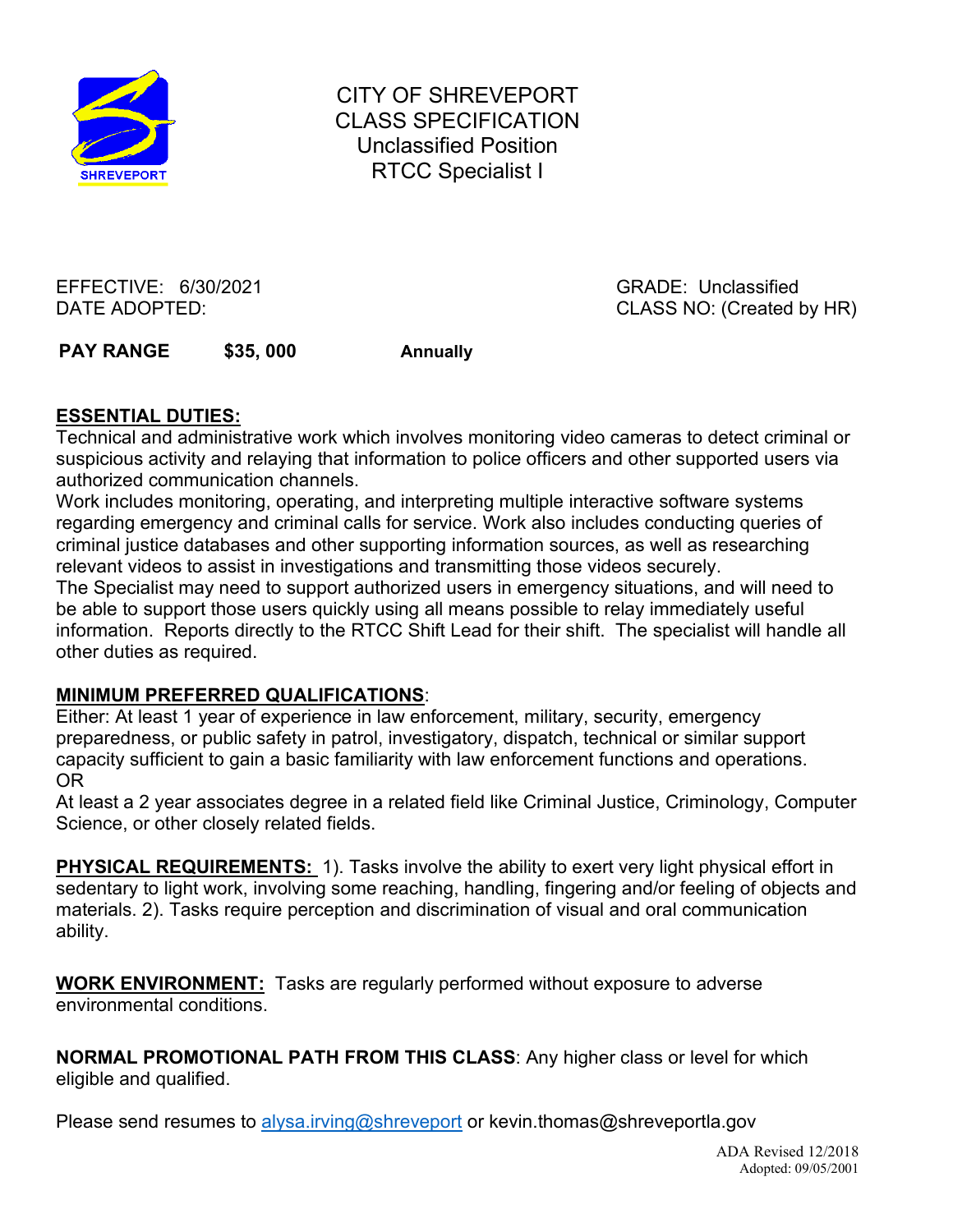# CITY OF SHREVEPORT
## CLASS SPECIFICATION
### Unclassified Position
### RTCC Specialist I

EFFECTIVE: 6/30/2021  
DATE ADOPTED:

GRADE: Unclassified  
CLASS NO: (Created by HR)

**PAY RANGE** **$35, 000** **Annually**

**ESSENTIAL DUTIES:**

Technical and administrative work which involves monitoring video cameras to detect criminal or suspicious activity and relaying that information to police officers and other supported users via authorized communication channels.

Work includes monitoring, operating, and interpreting multiple interactive software systems regarding emergency and criminal calls for service. Work also includes conducting queries of criminal justice databases and other supporting information sources, as well as researching relevant videos to assist in investigations and transmitting those videos securely.

The Specialist may need to support authorized users in emergency situations, and will need to be able to support those users quickly using all means possible to relay immediately useful information. Reports directly to the RTCC Shift Lead for their shift. The specialist will handle all other duties as required.

**MINIMUM PREFERRED QUALIFICATIONS**:

Either: At least 1 year of experience in law enforcement, military, security, emergency preparedness, or public safety in patrol, investigatory, dispatch, technical or similar support capacity sufficient to gain a basic familiarity with law enforcement functions and operations.

OR

At least a 2 year associates degree in a related field like Criminal Justice, Criminology, Computer Science, or other closely related fields.

**PHYSICAL REQUIREMENTS:** 1). Tasks involve the ability to exert very light physical effort in sedentary to light work, involving some reaching, handling, fingering and/or feeling of objects and materials. 2). Tasks require perception and discrimination of visual and oral communication ability.

**WORK ENVIRONMENT:** Tasks are regularly performed without exposure to adverse environmental conditions.

**NORMAL PROMOTIONAL PATH FROM THIS CLASS**: Any higher class or level for which eligible and qualified.

Please send resumes to alysa.irving@shreveport or kevin.thomas@shreveportla.gov

ADA Revised 12/2018  
Adopted: 09/05/2001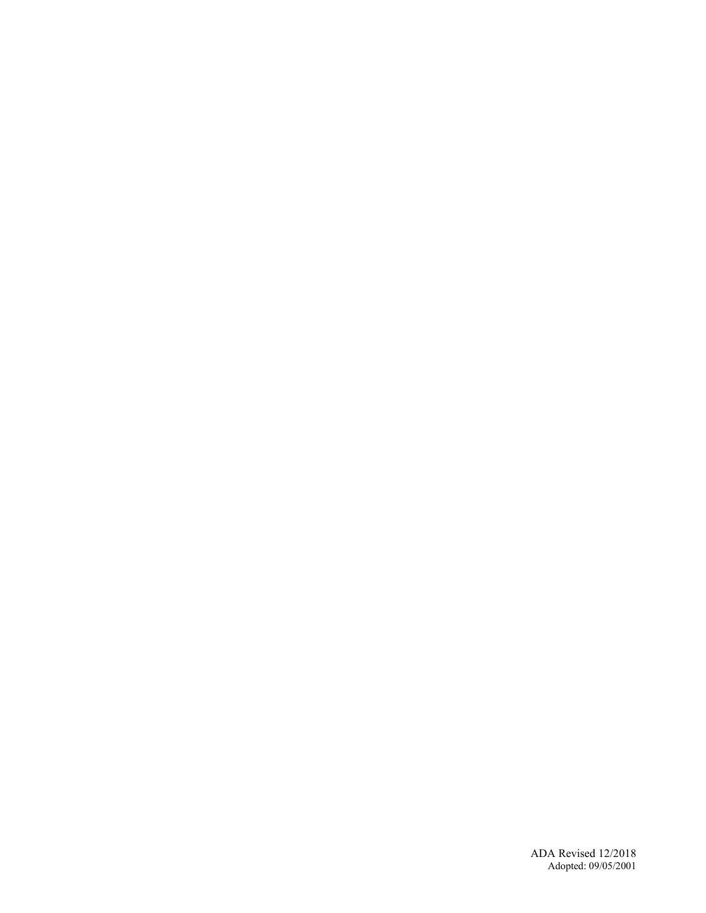ADA Revised 12/2018
Adopted: 09/05/2001